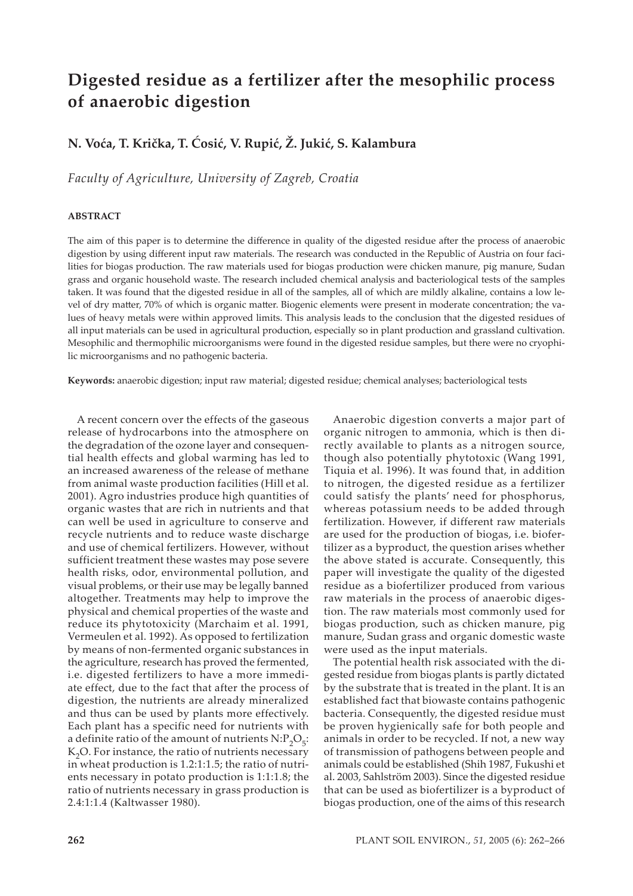# Digested residue as a fertilizer after the mesophilic process of anaerobic digestion

**N. Voća, T. Krička, T. Ćosić, V. Rupić, Ž. Jukić, S. Kalambura**

*Faculty of Agriculture, University of Zagreb, Croatia*

#### ABSTRACT

The aim of this paper is to determine the difference in quality of the digested residue after the process of anaerobic digestion by using different input raw materials. The research was conducted in the Republic of Austria on four facilities for biogas production. The raw materials used for biogas production were chicken manure, pig manure, Sudan grass and organic household waste. The research included chemical analysis and bacteriological tests of the samples taken. It was found that the digested residue in all of the samples, all of which are mildly alkaline, contains a low level of dry matter, 70% of which is organic matter. Biogenic elements were present in moderate concentration; the values of heavy metals were within approved limits. This analysis leads to the conclusion that the digested residues of all input materials can be used in agricultural production, especially so in plant production and grassland cultivation. Mesophilic and thermophilic microorganisms were found in the digested residue samples, but there were no cryophilic microorganisms and no pathogenic bacteria.

**Keywords:** anaerobic digestion; input raw material; digested residue; chemical analyses; bacteriological tests

A recent concern over the effects of the gaseous release of hydrocarbons into the atmosphere on the degradation of the ozone layer and consequential health effects and global warming has led to an increased awareness of the release of methane from animal waste production facilities (Hill et al. 2001). Agro industries produce high quantities of organic wastes that are rich in nutrients and that can well be used in agriculture to conserve and recycle nutrients and to reduce waste discharge and use of chemical fertilizers. However, without sufficient treatment these wastes may pose severe health risks, odor, environmental pollution, and visual problems, or their use may be legally banned altogether. Treatments may help to improve the physical and chemical properties of the waste and reduce its phytotoxicity (Marchaim et al. 1991, Vermeulen et al. 1992). As opposed to fertilization by means of non-fermented organic substances in the agriculture, research has proved the fermented, i.e. digested fertilizers to have a more immediate effect, due to the fact that after the process of digestion, the nutrients are already mineralized and thus can be used by plants more effectively. Each plant has a specific need for nutrients with a definite ratio of the amount of nutrients $N:P_2O_5:K_2O$. For instance, the ratio of nutrients necessary in wheat production is 1.2:1:1.5; the ratio of nutrients necessary in potato production is 1:1:1.8; the ratio of nutrients necessary in grass production is 2.4:1:1.4 (Kaltwasser 1980).

Anaerobic digestion converts a major part of organic nitrogen to ammonia, which is then directly available to plants as a nitrogen source, though also potentially phytotoxic (Wang 1991, Tiquia et al. 1996). It was found that, in addition to nitrogen, the digested residue as a fertilizer could satisfy the plants' need for phosphorus, whereas potassium needs to be added through fertilization. However, if different raw materials are used for the production of biogas, i.e. biofertilizer as a byproduct, the question arises whether the above stated is accurate. Consequently, this paper will investigate the quality of the digested residue as a biofertilizer produced from various raw materials in the process of anaerobic digestion. The raw materials most commonly used for biogas production, such as chicken manure, pig manure, Sudan grass and organic domestic waste were used as the input materials.

The potential health risk associated with the digested residue from biogas plants is partly dictated by the substrate that is treated in the plant. It is an established fact that biowaste contains pathogenic bacteria. Consequently, the digested residue must be proven hygienically safe for both people and animals in order to be recycled. If not, a new way of transmission of pathogens between people and animals could be established (Shih 1987, Fukushi et al. 2003, Sahlström 2003). Since the digested residue that can be used as biofertilizer is a byproduct of biogas production, one of the aims of this research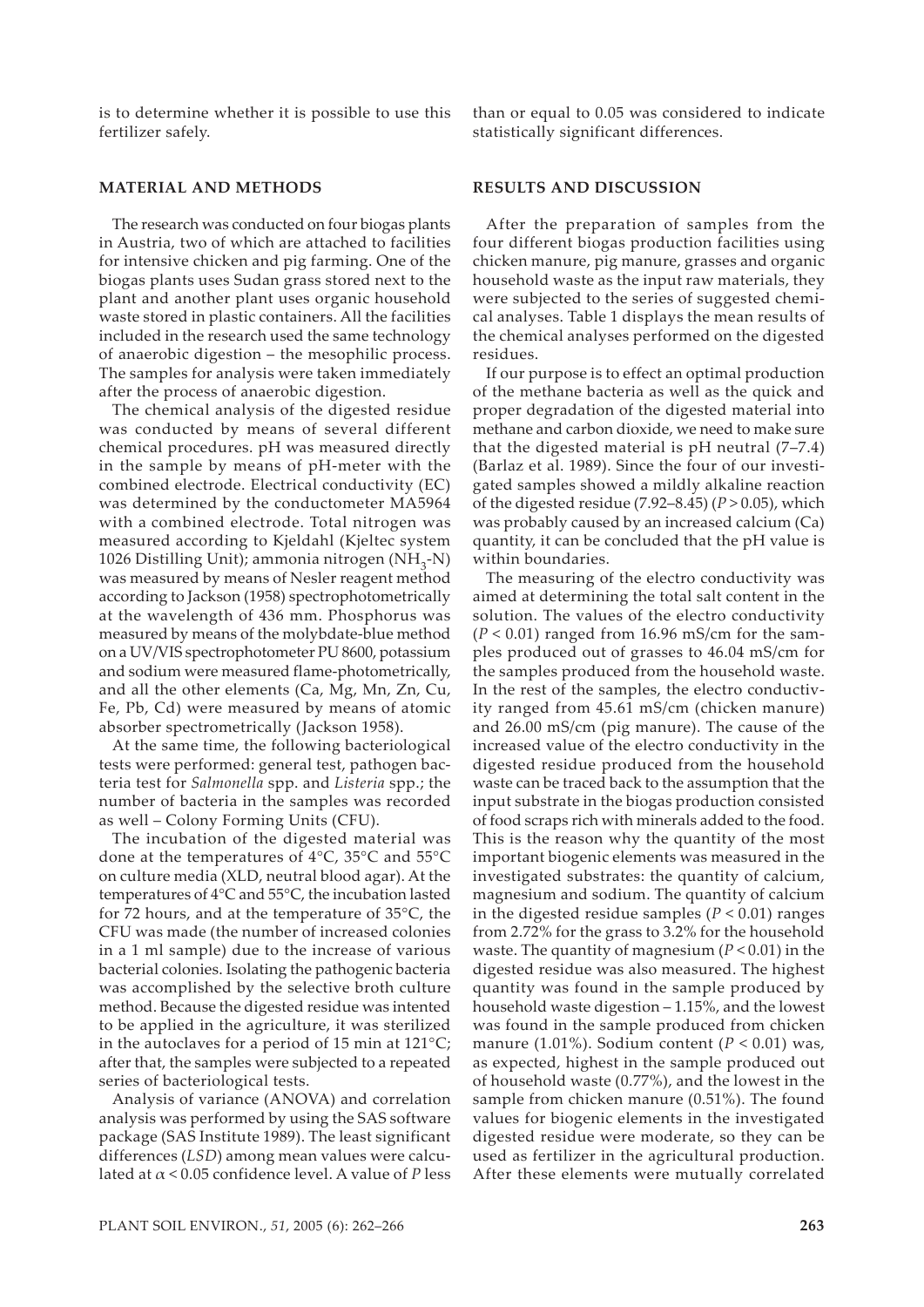is to determine whether it is possible to use this fertilizer safely.

## MATERIAL AND METHODS

The research was conducted on four biogas plants in Austria, two of which are attached to facilities for intensive chicken and pig farming. One of the biogas plants uses Sudan grass stored next to the plant and another plant uses organic household waste stored in plastic containers. All the facilities included in the research used the same technology of anaerobic digestion – the mesophilic process. The samples for analysis were taken immediately after the process of anaerobic digestion.

The chemical analysis of the digested residue was conducted by means of several different chemical procedures. pH was measured directly in the sample by means of pH-meter with the combined electrode. Electrical conductivity (EC) was determined by the conductometer MA5964 with a combined electrode. Total nitrogen was measured according to Kjeldahl (Kjeltec system 1026 Distilling Unit); ammonia nitrogen ($NH_3$-N) was measured by means of Nesler reagent method according to Jackson (1958) spectrophotometrically at the wavelength of 436 mm. Phosphorus was measured by means of the molybdate-blue method on a UV/VIS spectrophotometer PU 8600, potassium and sodium were measured flame-photometrically, and all the other elements (Ca, Mg, Mn, Zn, Cu, Fe, Pb, Cd) were measured by means of atomic absorber spectrometrically (Jackson 1958).

At the same time, the following bacteriological tests were performed: general test, pathogen bacteria test for *Salmonella* spp. and *Listeria* spp.; the number of bacteria in the samples was recorded as well – Colony Forming Units (CFU).

The incubation of the digested material was done at the temperatures of 4°C, 35°C and 55°C on culture media (XLD, neutral blood agar). At the temperatures of 4°C and 55°C, the incubation lasted for 72 hours, and at the temperature of 35°C, the CFU was made (the number of increased colonies in a 1 ml sample) due to the increase of various bacterial colonies. Isolating the pathogenic bacteria was accomplished by the selective broth culture method. Because the digested residue was intented to be applied in the agriculture, it was sterilized in the autoclaves for a period of 15 min at 121°C; after that, the samples were subjected to a repeated series of bacteriological tests.

Analysis of variance (ANOVA) and correlation analysis was performed by using the SAS software package (SAS Institute 1989). The least significant differences (*LSD*) among mean values were calculated at $\alpha < 0.05$ confidence level. A value of *P* less than or equal to 0.05 was considered to indicate statistically significant differences.

## RESULTS AND DISCUSSION

After the preparation of samples from the four different biogas production facilities using chicken manure, pig manure, grasses and organic household waste as the input raw materials, they were subjected to the series of suggested chemical analyses. Table 1 displays the mean results of the chemical analyses performed on the digested residues.

If our purpose is to effect an optimal production of the methane bacteria as well as the quick and proper degradation of the digested material into methane and carbon dioxide, we need to make sure that the digested material is pH neutral (7–7.4) (Barlaz et al. 1989). Since the four of our investigated samples showed a mildly alkaline reaction of the digested residue (7.92–8.45) ($P > 0.05$), which was probably caused by an increased calcium (Ca) quantity, it can be concluded that the pH value is within boundaries.

The measuring of the electro conductivity was aimed at determining the total salt content in the solution. The values of the electro conductivity ($P < 0.01$) ranged from 16.96 mS/cm for the samples produced out of grasses to 46.04 mS/cm for the samples produced from the household waste. In the rest of the samples, the electro conductivity ranged from 45.61 mS/cm (chicken manure) and 26.00 mS/cm (pig manure). The cause of the increased value of the electro conductivity in the digested residue produced from the household waste can be traced back to the assumption that the input substrate in the biogas production consisted of food scraps rich with minerals added to the food. This is the reason why the quantity of the most important biogenic elements was measured in the investigated substrates: the quantity of calcium, magnesium and sodium. The quantity of calcium in the digested residue samples ($P < 0.01$) ranges from 2.72% for the grass to 3.2% for the household waste. The quantity of magnesium ($P < 0.01$) in the digested residue was also measured. The highest quantity was found in the sample produced by household waste digestion – 1.15%, and the lowest was found in the sample produced from chicken manure (1.01%). Sodium content ($P < 0.01$) was, as expected, highest in the sample produced out of household waste (0.77%), and the lowest in the sample from chicken manure (0.51%). The found values for biogenic elements in the investigated digested residue were moderate, so they can be used as fertilizer in the agricultural production. After these elements were mutually correlated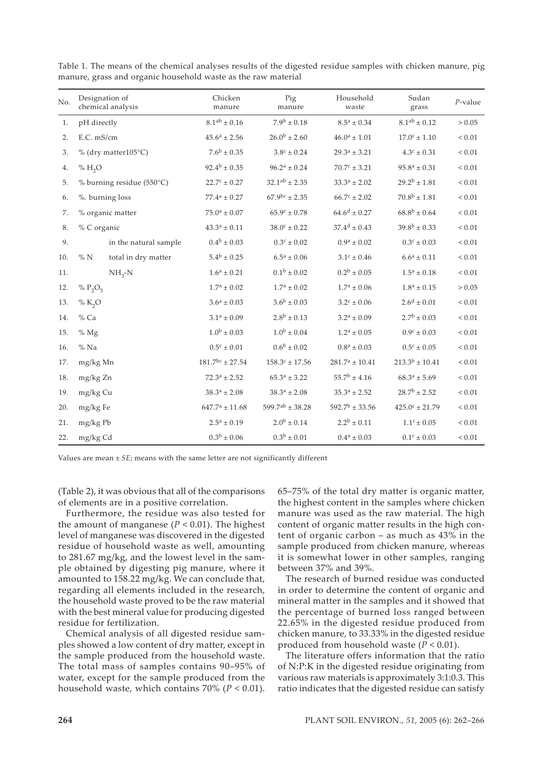Table 1. The means of the chemical analyses results of the digested residue samples with chicken manure, pig manure, grass and organic household waste as the raw material

| No. | Designation of chemical analysis | | Chicken manure | Pig manure | Household waste | Sudan grass | *P*-value |
|---|---|---|---|---|---|---|---|
| 1. | pH directly | | $8.1^{ab} \pm 0.16$ | $7.9^{b} \pm 0.18$ | $8.5^{a} \pm 0.34$ | $8.1^{ab} \pm 0.12$ | > 0.05 |
| 2. | E.C. mS/cm | | $45.6^{a} \pm 2.56$ | $26.0^{b} \pm 2.60$ | $46.0^{a} \pm 1.01$ | $17.0^{c} \pm 1.10$ | < 0.01 |
| 3. | % (dry matter105°C) | | $7.6^{b} \pm 0.35$ | $3.8^{c} \pm 0.24$ | $29.3^{a} \pm 3.21$ | $4.3^{c} \pm 0.31$ | < 0.01 |
| 4. | % $H_2O$ | | $92.4^{b} \pm 0.35$ | $96.2^{a} \pm 0.24$ | $70.7^{c} \pm 3.21$ | $95.8^{a} \pm 0.31$ | < 0.01 |
| 5. | % burning residue (550°C) | | $22.7^{c} \pm 0.27$ | $32.1^{ab} \pm 2.35$ | $33.3^{a} \pm 2.02$ | $29.2^{b} \pm 1.81$ | < 0.01 |
| 6. | %. burning loss | | $77.4^{a} \pm 0.27$ | $67.9^{bc} \pm 2.35$ | $66.7^{c} \pm 2.02$ | $70.8^{b} \pm 1.81$ | < 0.01 |
| 7. | % organic matter | | $75.0^{a} \pm 0.07$ | $65.9^{c} \pm 0.78$ | $64.6^{d} \pm 0.27$ | $68.8^{b} \pm 0.64$ | < 0.01 |
| 8. | % C organic | | $43.3^{a} \pm 0.11$ | $38.0^{c} \pm 0.22$ | $37.4^{d} \pm 0.43$ | $39.8^{b} \pm 0.33$ | < 0.01 |
| 9. | % N | in the natural sample | $0.4^{b} \pm 0.03$ | $0.3^{c} \pm 0.02$ | $0.9^{a} \pm 0.02$ | $0.3^{c} \pm 0.03$ | < 0.01 |
| 10. | | total in dry matter | $5.4^{b} \pm 0.25$ | $6.5^{a} \pm 0.06$ | $3.1^{c} \pm 0.46$ | $6.6^{a} \pm 0.11$ | < 0.01 |
| 11. | | $NH_3$-N | $1.6^{a} \pm 0.21$ | $0.1^{b} \pm 0.02$ | $0.2^{b} \pm 0.05$ | $1.5^{a} \pm 0.18$ | < 0.01 |
| 12. | % $P_2O_5$ | | $1.7^{a} \pm 0.02$ | $1.7^{a} \pm 0.02$ | $1.7^{a} \pm 0.06$ | $1.8^{a} \pm 0.15$ | > 0.05 |
| 13. | % $K_2O$ | | $3.6^{a} \pm 0.03$ | $3.6^{b} \pm 0.03$ | $3.2^{c} \pm 0.06$ | $2.6^{d} \pm 0.01$ | < 0.01 |
| 14. | % Ca | | $3.1^{a} \pm 0.09$ | $2.8^{b} \pm 0.13$ | $3.2^{a} \pm 0.09$ | $2.7^{b} \pm 0.03$ | < 0.01 |
| 15. | % Mg | | $1.0^{b} \pm 0.03$ | $1.0^{b} \pm 0.04$ | $1.2^{a} \pm 0.05$ | $0.9^{c} \pm 0.03$ | < 0.01 |
| 16. | % Na | | $0.5^{c} \pm 0.01$ | $0.6^{b} \pm 0.02$ | $0.8^{a} \pm 0.03$ | $0.5^{c} \pm 0.05$ | < 0.01 |
| 17. | mg/kg Mn | | $181.7^{bc} \pm 27.54$ | $158.3^{c} \pm 17.56$ | $281.7^{a} \pm 10.41$ | $213.3^{b} \pm 10.41$ | < 0.01 |
| 18. | mg/kg Zn | | $72.3^{a} \pm 2.52$ | $65.3^{a} \pm 3.22$ | $55.7^{b} \pm 4.16$ | $68.3^{a} \pm 5.69$ | < 0.01 |
| 19. | mg/kg Cu | | $38.3^{a} \pm 2.08$ | $38.3^{a} \pm 2.08$ | $35.3^{a} \pm 2.52$ | $28.7^{b} \pm 2.52$ | < 0.01 |
| 20. | mg/kg Fe | | $647.7^{a} \pm 11.68$ | $599.7^{ab} \pm 38.28$ | $592.7^{b} \pm 33.56$ | $425.0^{c} \pm 21.79$ | < 0.01 |
| 21. | mg/kg Pb | | $2.5^{a} \pm 0.19$ | $2.0^{b} \pm 0.14$ | $2.2^{b} \pm 0.11$ | $1.1^{c} \pm 0.05$ | < 0.01 |
| 22. | mg/kg Cd | | $0.3^{b} \pm 0.06$ | $0.3^{b} \pm 0.01$ | $0.4^{a} \pm 0.03$ | $0.1^{c} \pm 0.03$ | < 0.01 |

Values are mean ± *SE*; means with the same letter are not significantly different

(Table 2), it was obvious that all of the comparisons of elements are in a positive correlation.

Furthermore, the residue was also tested for the amount of manganese ($P < 0.01$). The highest level of manganese was discovered in the digested residue of household waste as well, amounting to 281.67 mg/kg, and the lowest level in the sample obtained by digesting pig manure, where it amounted to 158.22 mg/kg. We can conclude that, regarding all elements included in the research, the household waste proved to be the raw material with the best mineral value for producing digested residue for fertilization.

Chemical analysis of all digested residue samples showed a low content of dry matter, except in the sample produced from the household waste. The total mass of samples contains 90–95% of water, except for the sample produced from the household waste, which contains 70% ($P < 0.01$). 65–75% of the total dry matter is organic matter, the highest content in the samples where chicken manure was used as the raw material. The high content of organic matter results in the high content of organic carbon – as much as 43% in the sample produced from chicken manure, whereas it is somewhat lower in other samples, ranging between 37% and 39%.

The research of burned residue was conducted in order to determine the content of organic and mineral matter in the samples and it showed that the percentage of burned loss ranged between 22.65% in the digested residue produced from chicken manure, to 33.33% in the digested residue produced from household waste ($P < 0.01$).

The literature offers information that the ratio of N:P:K in the digested residue originating from various raw materials is approximately 3:1:0.3. This ratio indicates that the digested residue can satisfy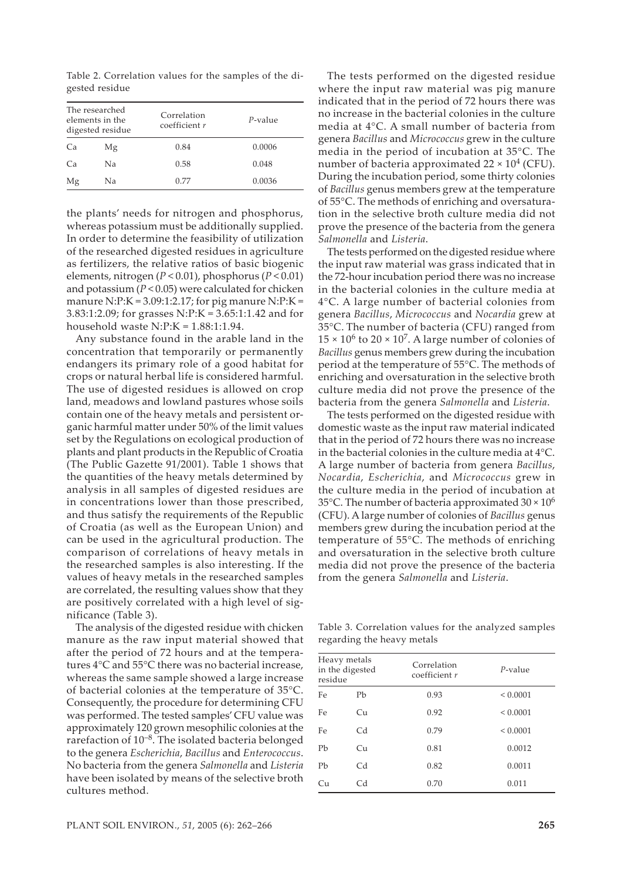Table 2. Correlation values for the samples of the digested residue

| The researched elements in the digested residue | | Correlation coefficient $r$ | $P$-value |
|---|---|---|---|
| Ca | Mg | 0.84 | 0.0006 |
| Ca | Na | 0.58 | 0.048 |
| Mg | Na | 0.77 | 0.0036 |

the plants' needs for nitrogen and phosphorus, whereas potassium must be additionally supplied. In order to determine the feasibility of utilization of the researched digested residues in agriculture as fertilizers, the relative ratios of basic biogenic elements, nitrogen ($P < 0.01$), phosphorus ($P < 0.01$) and potassium ($P < 0.05$) were calculated for chicken manure N:P:K = 3.09:1:2.17; for pig manure N:P:K = 3.83:1:2.09; for grasses N:P:K = 3.65:1:1.42 and for household waste N:P:K = 1.88:1:1.94.

Any substance found in the arable land in the concentration that temporarily or permanently endangers its primary role of a good habitat for crops or natural herbal life is considered harmful. The use of digested residues is allowed on crop land, meadows and lowland pastures whose soils contain one of the heavy metals and persistent organic harmful matter under 50% of the limit values set by the Regulations on ecological production of plants and plant products in the Republic of Croatia (The Public Gazette 91/2001). Table 1 shows that the quantities of the heavy metals determined by analysis in all samples of digested residues are in concentrations lower than those prescribed, and thus satisfy the requirements of the Republic of Croatia (as well as the European Union) and can be used in the agricultural production. The comparison of correlations of heavy metals in the researched samples is also interesting. If the values of heavy metals in the researched samples are correlated, the resulting values show that they are positively correlated with a high level of significance (Table 3).

The analysis of the digested residue with chicken manure as the raw input material showed that after the period of 72 hours and at the temperatures 4°C and 55°C there was no bacterial increase, whereas the same sample showed a large increase of bacterial colonies at the temperature of 35°C. Consequently, the procedure for determining CFU was performed. The tested samples' CFU value was approximately 120 grown mesophilic colonies at the rarefaction of $10^{-8}$. The isolated bacteria belonged to the genera *Escherichia*, *Bacillus* and *Enterococcus*. No bacteria from the genera *Salmonella* and *Listeria* have been isolated by means of the selective broth cultures method.

The tests performed on the digested residue where the input raw material was pig manure indicated that in the period of 72 hours there was no increase in the bacterial colonies in the culture media at 4°C. A small number of bacteria from genera *Bacillus* and *Micrococcus* grew in the culture media in the period of incubation at 35°C. The number of bacteria approximated $22 \times 10^4$ (CFU). During the incubation period, some thirty colonies of *Bacillus* genus members grew at the temperature of 55°C. The methods of enriching and oversaturation in the selective broth culture media did not prove the presence of the bacteria from the genera *Salmonella* and *Listeria*.

The tests performed on the digested residue where the input raw material was grass indicated that in the 72-hour incubation period there was no increase in the bacterial colonies in the culture media at 4°C. A large number of bacterial colonies from genera *Bacillus*, *Micrococcus* and *Nocardia* grew at 35°C. The number of bacteria (CFU) ranged from $15 \times 10^6$ to $20 \times 10^7$. A large number of colonies of *Bacillus* genus members grew during the incubation period at the temperature of 55°C. The methods of enriching and oversaturation in the selective broth culture media did not prove the presence of the bacteria from the genera *Salmonella* and *Listeria*.

The tests performed on the digested residue with domestic waste as the input raw material indicated that in the period of 72 hours there was no increase in the bacterial colonies in the culture media at 4°C. A large number of bacteria from genera *Bacillus*, *Nocardia*, *Escherichia*, and *Micrococcus* grew in the culture media in the period of incubation at 35°C. The number of bacteria approximated $30 \times 10^6$ (CFU). A large number of colonies of *Bacillus* genus members grew during the incubation period at the temperature of 55°C. The methods of enriching and oversaturation in the selective broth culture media did not prove the presence of the bacteria from the genera *Salmonella* and *Listeria*.

Table 3. Correlation values for the analyzed samples regarding the heavy metals

| Heavy metals in the digested residue | | Correlation coefficient $r$ | $P$-value |
|---|---|---|---|
| Fe | Pb | 0.93 | < 0.0001 |
| Fe | Cu | 0.92 | < 0.0001 |
| Fe | Cd | 0.79 | < 0.0001 |
| Pb | Cu | 0.81 | 0.0012 |
| Pb | Cd | 0.82 | 0.0011 |
| Cu | Cd | 0.70 | 0.011 |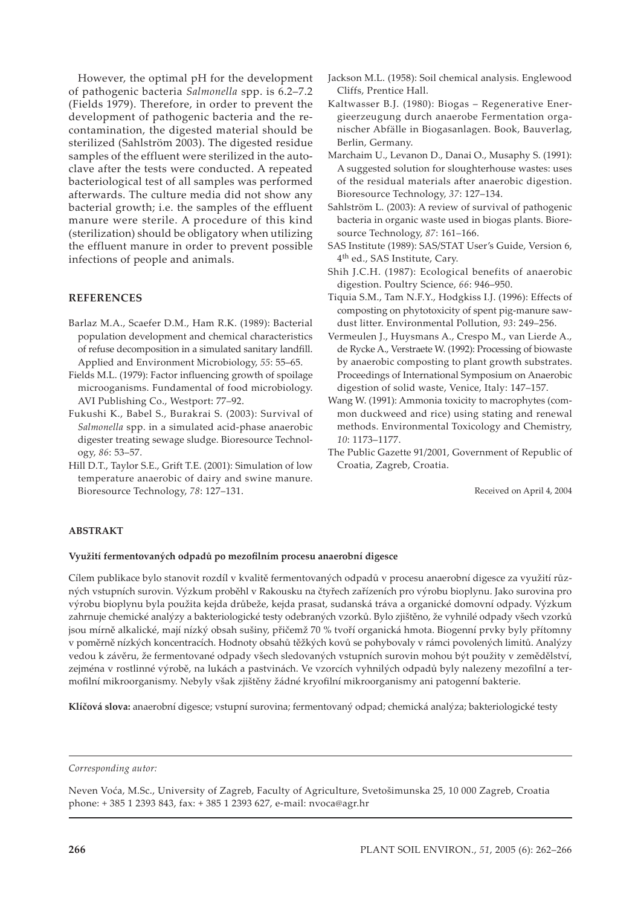However, the optimal pH for the development of pathogenic bacteria *Salmonella* spp. is 6.2–7.2 (Fields 1979). Therefore, in order to prevent the development of pathogenic bacteria and the recontamination, the digested material should be sterilized (Sahlström 2003). The digested residue samples of the effluent were sterilized in the autoclave after the tests were conducted. A repeated bacteriological test of all samples was performed afterwards. The culture media did not show any bacterial growth; i.e. the samples of the effluent manure were sterile. A procedure of this kind (sterilization) should be obligatory when utilizing the effluent manure in order to prevent possible infections of people and animals.

## REFERENCES

Barlaz M.A., Scaefer D.M., Ham R.K. (1989): Bacterial population development and chemical characteristics of refuse decomposition in a simulated sanitary landfill. Applied and Environment Microbiology, *55*: 55–65.

Fields M.L. (1979): Factor influencing growth of spoilage microoganisms. Fundamental of food microbiology. AVI Publishing Co., Westport: 77–92.

Fukushi K., Babel S., Burakrai S. (2003): Survival of *Salmonella* spp. in a simulated acid-phase anaerobic digester treating sewage sludge. Bioresource Technology, *86*: 53–57.

Hill D.T., Taylor S.E., Grift T.E. (2001): Simulation of low temperature anaerobic of dairy and swine manure. Bioresource Technology, *78*: 127–131.

Jackson M.L. (1958): Soil chemical analysis. Englewood Cliffs, Prentice Hall.

Kaltwasser B.J. (1980): Biogas – Regenerative Energieerzeugung durch anaerobe Fermentation organischer Abfälle in Biogasanlagen. Book, Bauverlag, Berlin, Germany.

Marchaim U., Levanon D., Danai O., Musaphy S. (1991): A suggested solution for sloughterhouse wastes: uses of the residual materials after anaerobic digestion. Bioresource Technology, *37*: 127–134.

Sahlström L. (2003): A review of survival of pathogenic bacteria in organic waste used in biogas plants. Bioresource Technology, *87*: 161–166.

SAS Institute (1989): SAS/STAT User's Guide, Version 6, 4th ed., SAS Institute, Cary.

Shih J.C.H. (1987): Ecological benefits of anaerobic digestion. Poultry Science, *66*: 946–950.

Tiquia S.M., Tam N.F.Y., Hodgkiss I.J. (1996): Effects of composting on phytotoxicity of spent pig-manure sawdust litter. Environmental Pollution, *93*: 249–256.

Vermeulen J., Huysmans A., Crespo M., van Lierde A., de Rycke A., Verstraete W. (1992): Processing of biowaste by anaerobic composting to plant growth substrates. Proceedings of International Symposium on Anaerobic digestion of solid waste, Venice, Italy: 147–157.

Wang W. (1991): Ammonia toxicity to macrophytes (common duckweed and rice) using stating and renewal methods. Environmental Toxicology and Chemistry, *10*: 1173–1177.

The Public Gazette 91/2001, Government of Republic of Croatia, Zagreb, Croatia.

Received on April 4, 2004

## ABSTRAKT

### Využití fermentovaných odpadů po mezofilním procesu anaerobní digesce

Cílem publikace bylo stanovit rozdíl v kvalitě fermentovaných odpadů v procesu anaerobní digesce za využití různých vstupních surovin. Výzkum proběhl v Rakousku na čtyřech zařízeních pro výrobu bioplynu. Jako surovina pro výrobu bioplynu byla použita kejda drůbeže, kejda prasat, sudanská tráva a organické domovní odpady. Výzkum zahrnuje chemické analýzy a bakteriologické testy odebraných vzorků. Bylo zjištěno, že vyhnilé odpady všech vzorků jsou mírně alkalické, mají nízký obsah sušiny, přičemž 70 % tvoří organická hmota. Biogenní prvky byly přítomny v poměrně nízkých koncentracích. Hodnoty obsahů těžkých kovů se pohybovaly v rámci povolených limitů. Analýzy vedou k závěru, že fermentované odpady všech sledovaných vstupních surovin mohou být použity v zemědělství, zejména v rostlinné výrobě, na lukách a pastvinách. Ve vzorcích vyhnilých odpadů byly nalezeny mezofilní a termofilní mikroorganismy. Nebyly však zjištěny žádné kryofilní mikroorganismy ani patogenní bakterie.

**Klíčová slova:** anaerobní digesce; vstupní surovina; fermentovaný odpad; chemická analýza; bakteriologické testy

*Corresponding autor:*

Neven Voća, M.Sc., University of Zagreb, Faculty of Agriculture, Svetošimunska 25, 10 000 Zagreb, Croatia
phone: + 385 1 2393 843, fax: + 385 1 2393 627, e-mail: nvoca@agr.hr